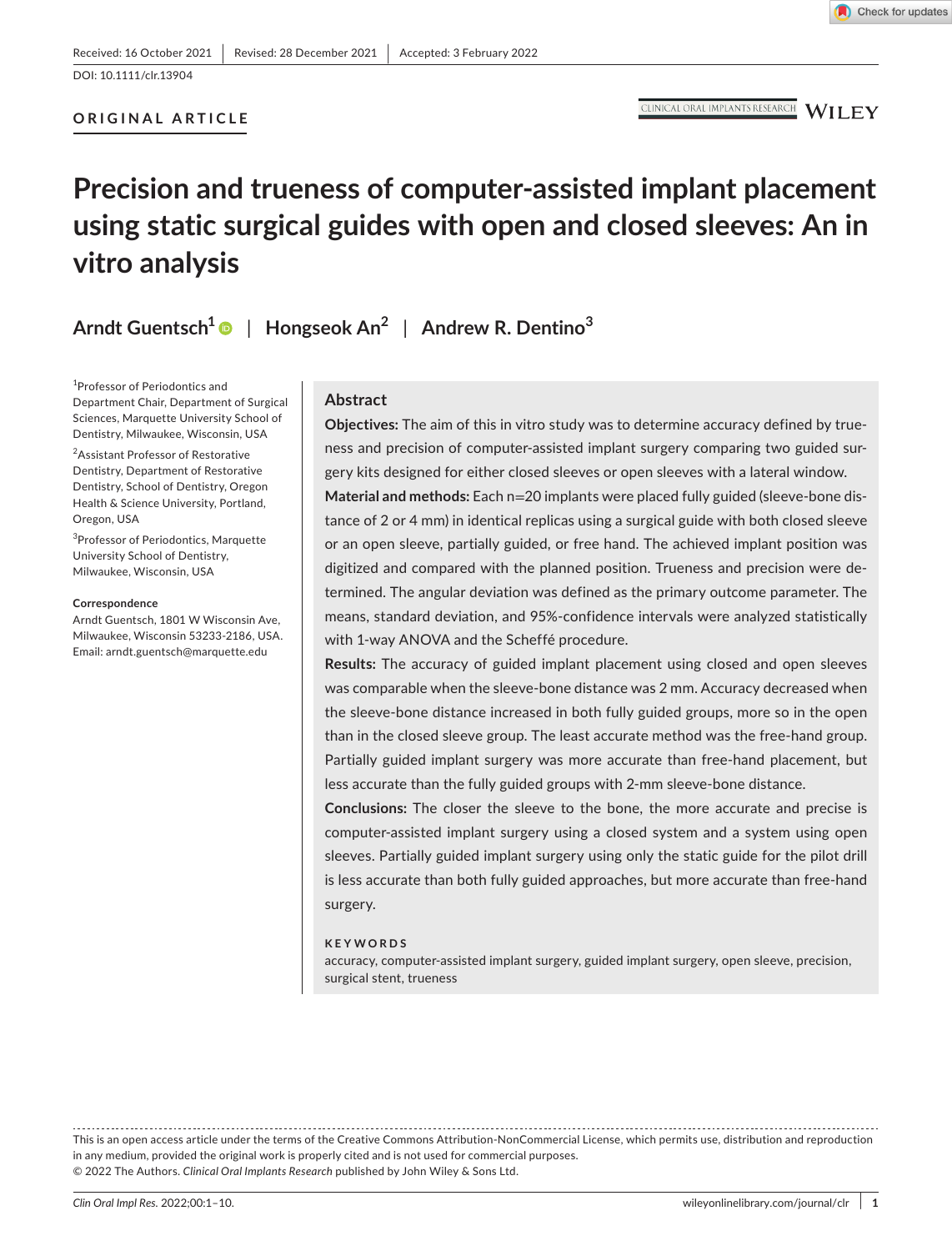Received: 16 October 2021 | Revised: 28 December 2021 | Accepted: 3 February 2022

DOI: 10.1111/clr.13904

**ORIGINAL ARTICLE**

# Precision and trueness of computer-assisted implant placement using static surgical guides with open and closed sleeves: An in vitro analysis

**Arndt Guentsch**[1] | **Hongseok An**[2] | **Andrew R. Dentino**[3]

[1]Professor of Periodontics and Department Chair, Department of Surgical Sciences, Marquette University School of Dentistry, Milwaukee, Wisconsin, USA

[2]Assistant Professor of Restorative Dentistry, Department of Restorative Dentistry, School of Dentistry, Oregon Health & Science University, Portland, Oregon, USA

[3]Professor of Periodontics, Marquette University School of Dentistry, Milwaukee, Wisconsin, USA

**Correspondence**
Arndt Guentsch, 1801 W Wisconsin Ave, Milwaukee, Wisconsin 53233-2186, USA.
Email: arndt.guentsch@marquette.edu

## Abstract

**Objectives:** The aim of this in vitro study was to determine accuracy defined by trueness and precision of computer-assisted implant surgery comparing two guided surgery kits designed for either closed sleeves or open sleeves with a lateral window.

**Material and methods:** Each n=20 implants were placed fully guided (sleeve-bone distance of 2 or 4 mm) in identical replicas using a surgical guide with both closed sleeve or an open sleeve, partially guided, or free hand. The achieved implant position was digitized and compared with the planned position. Trueness and precision were determined. The angular deviation was defined as the primary outcome parameter. The means, standard deviation, and 95%-confidence intervals were analyzed statistically with 1-way ANOVA and the Scheffé procedure.

**Results:** The accuracy of guided implant placement using closed and open sleeves was comparable when the sleeve-bone distance was 2 mm. Accuracy decreased when the sleeve-bone distance increased in both fully guided groups, more so in the open than in the closed sleeve group. The least accurate method was the free-hand group. Partially guided implant surgery was more accurate than free-hand placement, but less accurate than the fully guided groups with 2-mm sleeve-bone distance.

**Conclusions:** The closer the sleeve to the bone, the more accurate and precise is computer-assisted implant surgery using a closed system and a system using open sleeves. Partially guided implant surgery using only the static guide for the pilot drill is less accurate than both fully guided approaches, but more accurate than free-hand surgery.

**KEYWORDS**

accuracy, computer-assisted implant surgery, guided implant surgery, open sleeve, precision, surgical stent, trueness

This is an open access article under the terms of the Creative Commons Attribution-NonCommercial License, which permits use, distribution and reproduction in any medium, provided the original work is properly cited and is not used for commercial purposes.
© 2022 The Authors. *Clinical Oral Implants Research* published by John Wiley & Sons Ltd.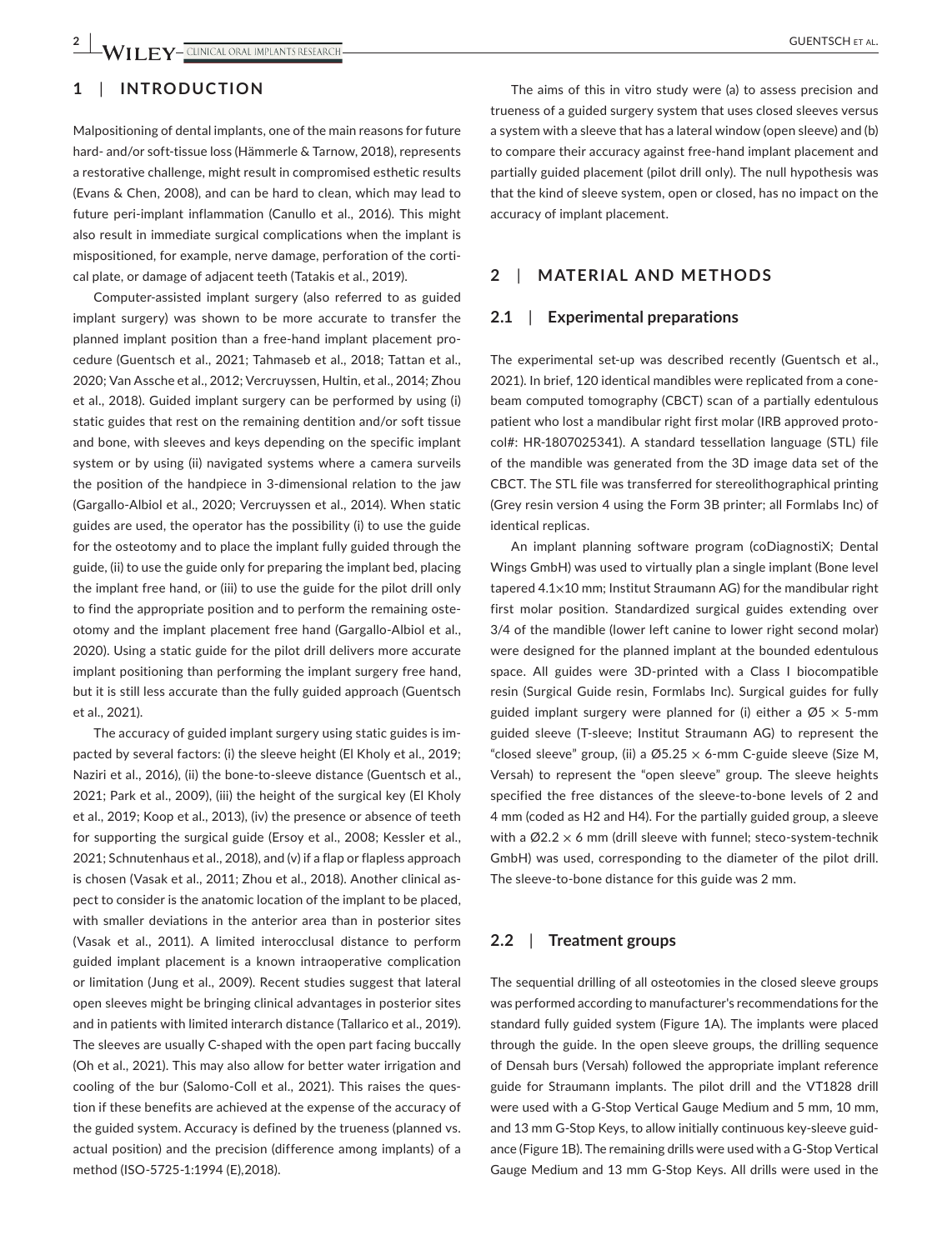## 1 | INTRODUCTION

Malpositioning of dental implants, one of the main reasons for future hard- and/or soft-tissue loss (Hämmerle & Tarnow, 2018), represents a restorative challenge, might result in compromised esthetic results (Evans & Chen, 2008), and can be hard to clean, which may lead to future peri-implant inflammation (Canullo et al., 2016). This might also result in immediate surgical complications when the implant is mispositioned, for example, nerve damage, perforation of the cortical plate, or damage of adjacent teeth (Tatakis et al., 2019).

Computer-assisted implant surgery (also referred to as guided implant surgery) was shown to be more accurate to transfer the planned implant position than a free-hand implant placement procedure (Guentsch et al., 2021; Tahmaseb et al., 2018; Tattan et al., 2020; Van Assche et al., 2012; Vercruyssen, Hultin, et al., 2014; Zhou et al., 2018). Guided implant surgery can be performed by using (i) static guides that rest on the remaining dentition and/or soft tissue and bone, with sleeves and keys depending on the specific implant system or by using (ii) navigated systems where a camera surveils the position of the handpiece in 3-dimensional relation to the jaw (Gargallo-Albiol et al., 2020; Vercruyssen et al., 2014). When static guides are used, the operator has the possibility (i) to use the guide for the osteotomy and to place the implant fully guided through the guide, (ii) to use the guide only for preparing the implant bed, placing the implant free hand, or (iii) to use the guide for the pilot drill only to find the appropriate position and to perform the remaining osteotomy and the implant placement free hand (Gargallo-Albiol et al., 2020). Using a static guide for the pilot drill delivers more accurate implant positioning than performing the implant surgery free hand, but it is still less accurate than the fully guided approach (Guentsch et al., 2021).

The accuracy of guided implant surgery using static guides is impacted by several factors: (i) the sleeve height (El Kholy et al., 2019; Naziri et al., 2016), (ii) the bone-to-sleeve distance (Guentsch et al., 2021; Park et al., 2009), (iii) the height of the surgical key (El Kholy et al., 2019; Koop et al., 2013), (iv) the presence or absence of teeth for supporting the surgical guide (Ersoy et al., 2008; Kessler et al., 2021; Schnutenhaus et al., 2018), and (v) if a flap or flapless approach is chosen (Vasak et al., 2011; Zhou et al., 2018). Another clinical aspect to consider is the anatomic location of the implant to be placed, with smaller deviations in the anterior area than in posterior sites (Vasak et al., 2011). A limited interocclusal distance to perform guided implant placement is a known intraoperative complication or limitation (Jung et al., 2009). Recent studies suggest that lateral open sleeves might be bringing clinical advantages in posterior sites and in patients with limited interarch distance (Tallarico et al., 2019). The sleeves are usually C-shaped with the open part facing buccally (Oh et al., 2021). This may also allow for better water irrigation and cooling of the bur (Salomo-Coll et al., 2021). This raises the question if these benefits are achieved at the expense of the accuracy of the guided system. Accuracy is defined by the trueness (planned vs. actual position) and the precision (difference among implants) of a method (ISO-5725-1:1994 (E),2018).

The aims of this in vitro study were (a) to assess precision and trueness of a guided surgery system that uses closed sleeves versus a system with a sleeve that has a lateral window (open sleeve) and (b) to compare their accuracy against free-hand implant placement and partially guided placement (pilot drill only). The null hypothesis was that the kind of sleeve system, open or closed, has no impact on the accuracy of implant placement.

## 2 | MATERIAL AND METHODS

### 2.1 | Experimental preparations

The experimental set-up was described recently (Guentsch et al., 2021). In brief, 120 identical mandibles were replicated from a cone-beam computed tomography (CBCT) scan of a partially edentulous patient who lost a mandibular right first molar (IRB approved protocol#: HR-1807025341). A standard tessellation language (STL) file of the mandible was generated from the 3D image data set of the CBCT. The STL file was transferred for stereolithographical printing (Grey resin version 4 using the Form 3B printer; all Formlabs Inc) of identical replicas.

An implant planning software program (coDiagnostiX; Dental Wings GmbH) was used to virtually plan a single implant (Bone level tapered 4.1×10 mm; Institut Straumann AG) for the mandibular right first molar position. Standardized surgical guides extending over 3/4 of the mandible (lower left canine to lower right second molar) were designed for the planned implant at the bounded edentulous space. All guides were 3D-printed with a Class I biocompatible resin (Surgical Guide resin, Formlabs Inc). Surgical guides for fully guided implant surgery were planned for (i) either a Ø5 × 5-mm guided sleeve (T-sleeve; Institut Straumann AG) to represent the "closed sleeve" group, (ii) a Ø5.25 × 6-mm C-guide sleeve (Size M, Versah) to represent the "open sleeve" group. The sleeve heights specified the free distances of the sleeve-to-bone levels of 2 and 4 mm (coded as H2 and H4). For the partially guided group, a sleeve with a Ø2.2 × 6 mm (drill sleeve with funnel; steco-system-technik GmbH) was used, corresponding to the diameter of the pilot drill. The sleeve-to-bone distance for this guide was 2 mm.

### 2.2 | Treatment groups

The sequential drilling of all osteotomies in the closed sleeve groups was performed according to manufacturer's recommendations for the standard fully guided system (Figure 1A). The implants were placed through the guide. In the open sleeve groups, the drilling sequence of Densah burs (Versah) followed the appropriate implant reference guide for Straumann implants. The pilot drill and the VT1828 drill were used with a G-Stop Vertical Gauge Medium and 5 mm, 10 mm, and 13 mm G-Stop Keys, to allow initially continuous key-sleeve guidance (Figure 1B). The remaining drills were used with a G-Stop Vertical Gauge Medium and 13 mm G-Stop Keys. All drills were used in the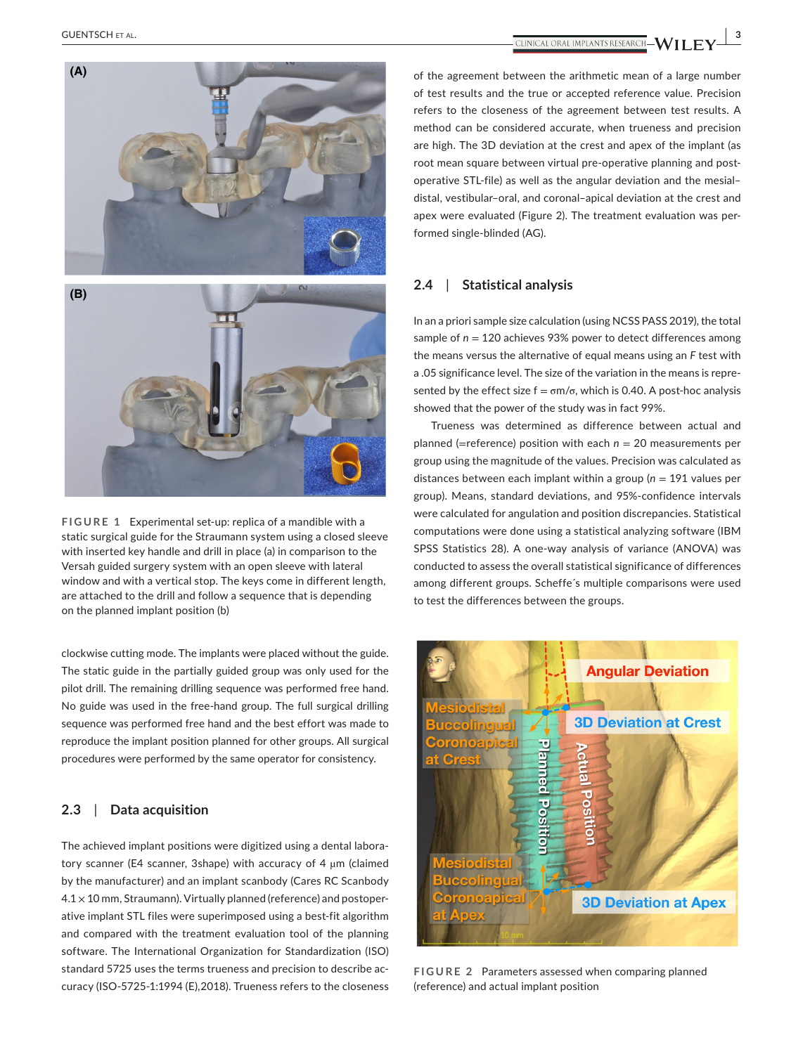FIGURE 1 Experimental set-up: replica of a mandible with a static surgical guide for the Straumann system using a closed sleeve with inserted key handle and drill in place (a) in comparison to the Versah guided surgery system with an open sleeve with lateral window and with a vertical stop. The keys come in different length, are attached to the drill and follow a sequence that is depending on the planned implant position (b)

clockwise cutting mode. The implants were placed without the guide. The static guide in the partially guided group was only used for the pilot drill. The remaining drilling sequence was performed free hand. No guide was used in the free-hand group. The full surgical drilling sequence was performed free hand and the best effort was made to reproduce the implant position planned for other groups. All surgical procedures were performed by the same operator for consistency.

## 2.3 | Data acquisition

The achieved implant positions were digitized using a dental laboratory scanner (E4 scanner, 3shape) with accuracy of 4 μm (claimed by the manufacturer) and an implant scanbody (Cares RC Scanbody 4.1 × 10 mm, Straumann). Virtually planned (reference) and postoperative implant STL files were superimposed using a best-fit algorithm and compared with the treatment evaluation tool of the planning software. The International Organization for Standardization (ISO) standard 5725 uses the terms trueness and precision to describe accuracy (ISO-5725-1:1994 (E),2018). Trueness refers to the closeness of the agreement between the arithmetic mean of a large number of test results and the true or accepted reference value. Precision refers to the closeness of the agreement between test results. A method can be considered accurate, when trueness and precision are high. The 3D deviation at the crest and apex of the implant (as root mean square between virtual pre-operative planning and post-operative STL-file) as well as the angular deviation and the mesial–distal, vestibular–oral, and coronal–apical deviation at the crest and apex were evaluated (Figure 2). The treatment evaluation was performed single-blinded (AG).

## 2.4 | Statistical analysis

In an a priori sample size calculation (using NCSS PASS 2019), the total sample of $n = 120$ achieves 93% power to detect differences among the means versus the alternative of equal means using an *F* test with a .05 significance level. The size of the variation in the means is represented by the effect size $f = \sigma m/\sigma$, which is 0.40. A post-hoc analysis showed that the power of the study was in fact 99%.

Trueness was determined as difference between actual and planned (=reference) position with each $n = 20$ measurements per group using the magnitude of the values. Precision was calculated as distances between each implant within a group ($n = 191$ values per group). Means, standard deviations, and 95%-confidence intervals were calculated for angulation and position discrepancies. Statistical computations were done using a statistical analyzing software (IBM SPSS Statistics 28). A one-way analysis of variance (ANOVA) was conducted to assess the overall statistical significance of differences among different groups. Scheffe´s multiple comparisons were used to test the differences between the groups.

FIGURE 2 Parameters assessed when comparing planned (reference) and actual implant position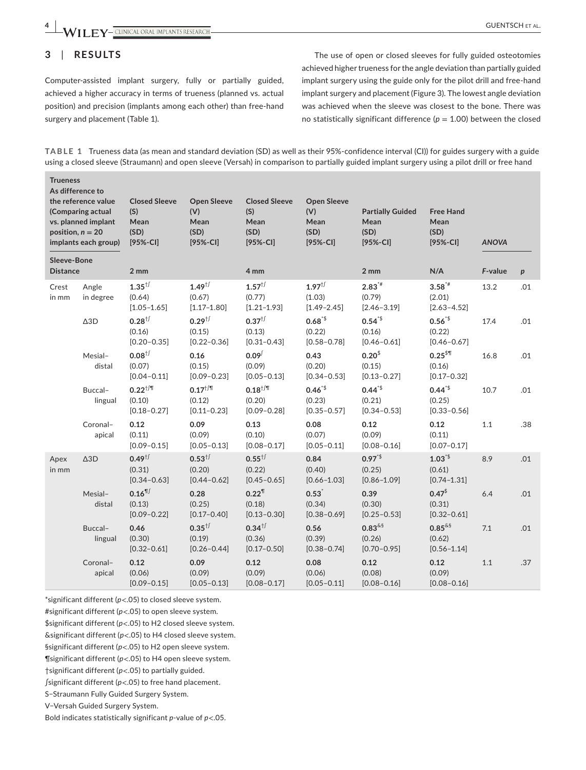## 3 | RESULTS

Computer-assisted implant surgery, fully or partially guided, achieved a higher accuracy in terms of trueness (planned vs. actual position) and precision (implants among each other) than free-hand surgery and placement (Table 1).

The use of open or closed sleeves for fully guided osteotomies achieved higher trueness for the angle deviation than partially guided implant surgery using the guide only for the pilot drill and free-hand implant surgery and placement (Figure 3). The lowest angle deviation was achieved when the sleeve was closest to the bone. There was no statistically significant difference ($p$ = 1.00) between the closed

**TABLE 1** Trueness data (as mean and standard deviation (SD) as well as their 95%-confidence interval (CI)) for guides surgery with a guide using a closed sleeve (Straumann) and open sleeve (Versah) in comparison to partially guided implant surgery using a pilot drill or free hand

| Trueness As difference to the reference value (Comparing actual vs. planned implant position, $n$ = 20 implants each group) | | Closed Sleeve (S) Mean (SD) [95%-CI] | Open Sleeve (V) Mean (SD) [95%-CI] | Closed Sleeve (S) Mean (SD) [95%-CI] | Open Sleeve (V) Mean (SD) [95%-CI] | Partially Guided Mean (SD) [95%-CI] | Free Hand Mean (SD) [95%-CI] | ANOVA | |
|---|---|---|---|---|---|---|---|---|---|
| Sleeve-Bone Distance | | 2 mm | | 4 mm | | 2 mm | N/A | $F$-value | $p$ |
| Crest in mm | Angle in degree | **1.35**†∫ (0.64) [1.05–1.65] | **1.49**†∫ (0.67) [1.17–1.80] | **1.57**†∫ (0.77) [1.21–1.93] | **1.97**†∫ (1.03) [1.49–2.45] | **2.83**\*# (0.79) [2.46–3.19] | **3.58**\*# (2.01) [2.63–4.52] | 13.2 | .01 |
| | Δ3D | **0.28**†∫ (0.16) [0.20–0.35] | **0.29**†∫ (0.15) [0.22–0.36] | **0.37**†∫ (0.13) [0.31–0.43] | **0.68**\*$ (0.22) [0.58–0.78] | **0.54**\*$ (0.16) [0.46–0.61] | **0.56**\*$ (0.22) [0.46–0.67] | 17.4 | .01 |
| | Mesial–distal | **0.08**†∫ (0.07) [0.04–0.11] | **0.16** (0.15) [0.09–0.23] | **0.09**∫ (0.09) [0.05–0.13] | **0.43** (0.20) [0.34–0.53] | **0.20**$ (0.15) [0.13–0.27] | **0.25**$¶ (0.16) [0.17–0.32] | 16.8 | .01 |
| | Buccal–lingual | **0.22**†/¶ (0.10) [0.18–0.27] | **0.17**†∫¶ (0.12) [0.11–0.23] | **0.18**†∫¶ (0.20) [0.09–0.28] | **0.46**\*$ (0.23) [0.35–0.57] | **0.44**\*$ (0.21) [0.34–0.53] | **0.44**\*$ (0.25) [0.33–0.56] | 10.7 | .01 |
| | Coronal–apical | **0.12** (0.11) [0.09–0.15] | **0.09** (0.09) [0.05–0.13] | **0.13** (0.10) [0.08–0.17] | **0.08** (0.07) [0.05–0.11] | **0.12** (0.09) [0.08–0.16] | **0.12** (0.11) [0.07–0.17] | 1.1 | .38 |
| Apex in mm | Δ3D | **0.49**†∫ (0.31) [0.34–0.63] | **0.53**†∫ (0.20) [0.44–0.62] | **0.55**†∫ (0.22) [0.45–0.65] | **0.84** (0.40) [0.66–1.03] | **0.97**\*$ (0.25) [0.86–1.09] | **1.03**\*$ (0.61) [0.74–1.31] | 8.9 | .01 |
| | Mesial–distal | **0.16**¶∫ (0.13) [0.09–0.22] | **0.28** (0.25) [0.17–0.40] | **0.22**¶ (0.18) [0.13–0.30] | **0.53**\* (0.34) [0.38–0.69] | **0.39** (0.30) [0.25–0.53] | **0.47**$ (0.31) [0.32–0.61] | 6.4 | .01 |
| | Buccal–lingual | **0.46** (0.30) [0.32–0.61] | **0.35**†∫ (0.19) [0.26–0.44] | **0.34**†∫ (0.36) [0.17–0.50] | **0.56** (0.39) [0.38–0.74] | **0.83**&§ (0.26) [0.70–0.95] | **0.85**&§ (0.62) [0.56–1.14] | 7.1 | .01 |
| | Coronal–apical | **0.12** (0.06) [0.09–0.15] | **0.09** (0.09) [0.05–0.13] | **0.12** (0.09) [0.08–0.17] | **0.08** (0.06) [0.05–0.11] | **0.12** (0.08) [0.08–0.16] | **0.12** (0.09) [0.08–0.16] | 1.1 | .37 |

*significant different ($p$<.05) to closed sleeve system.
#significant different ($p$<.05) to open sleeve system.
$significant different ($p$<.05) to H2 closed sleeve system.
&significant different ($p$<.05) to H4 closed sleeve system.
§significant different ($p$<.05) to H2 open sleeve system.
¶significant different ($p$<.05) to H4 open sleeve system.
†significant different ($p$<.05) to partially guided.
∫significant different ($p$<.05) to free hand placement.
S–Straumann Fully Guided Surgery System.
V–Versah Guided Surgery System.
Bold indicates statistically significant $p$-value of $p$<.05.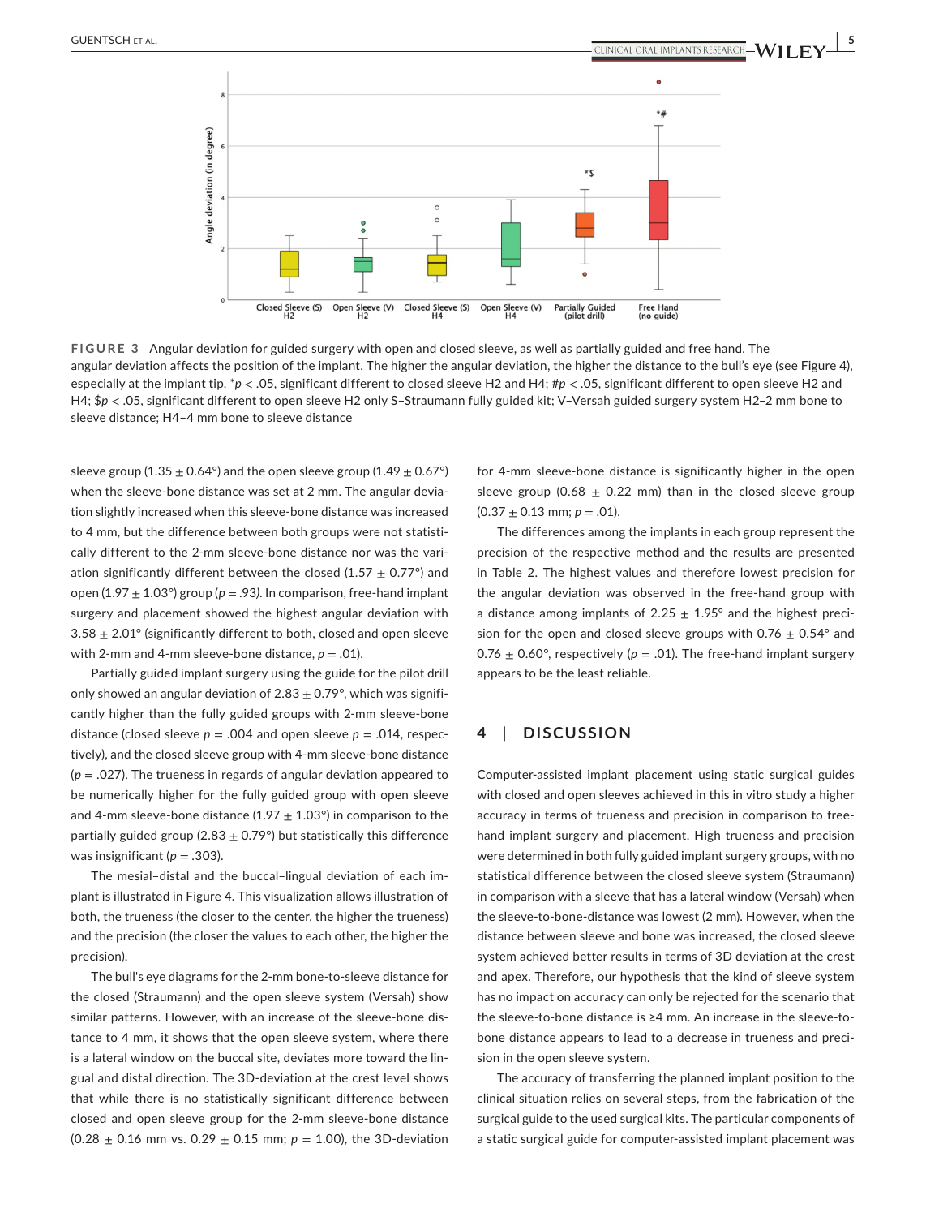FIGURE 3 Angular deviation for guided surgery with open and closed sleeve, as well as partially guided and free hand. The angular deviation affects the position of the implant. The higher the angular deviation, the higher the distance to the bull's eye (see Figure 4), especially at the implant tip. *$p < .05$, significant different to closed sleeve H2 and H4; #$p < .05$, significant different to open sleeve H2 and H4; $$p < .05$, significant different to open sleeve H2 only S–Straumann fully guided kit; V–Versah guided surgery system H2–2 mm bone to sleeve distance; H4–4 mm bone to sleeve distance

sleeve group (1.35 ± 0.64°) and the open sleeve group (1.49 ± 0.67°) when the sleeve-bone distance was set at 2 mm. The angular deviation slightly increased when this sleeve-bone distance was increased to 4 mm, but the difference between both groups were not statistically different to the 2-mm sleeve-bone distance nor was the variation significantly different between the closed (1.57 ± 0.77°) and open (1.97 ± 1.03°) group ($p = .93$). In comparison, free-hand implant surgery and placement showed the highest angular deviation with 3.58 ± 2.01° (significantly different to both, closed and open sleeve with 2-mm and 4-mm sleeve-bone distance, $p = .01$).

Partially guided implant surgery using the guide for the pilot drill only showed an angular deviation of 2.83 ± 0.79°, which was significantly higher than the fully guided groups with 2-mm sleeve-bone distance (closed sleeve $p = .004$ and open sleeve $p = .014$, respectively), and the closed sleeve group with 4-mm sleeve-bone distance ($p = .027$). The trueness in regards of angular deviation appeared to be numerically higher for the fully guided group with open sleeve and 4-mm sleeve-bone distance (1.97 ± 1.03°) in comparison to the partially guided group (2.83 ± 0.79°) but statistically this difference was insignificant ($p = .303$).

The mesial–distal and the buccal–lingual deviation of each implant is illustrated in Figure 4. This visualization allows illustration of both, the trueness (the closer to the center, the higher the trueness) and the precision (the closer the values to each other, the higher the precision).

The bull's eye diagrams for the 2-mm bone-to-sleeve distance for the closed (Straumann) and the open sleeve system (Versah) show similar patterns. However, with an increase of the sleeve-bone distance to 4 mm, it shows that the open sleeve system, where there is a lateral window on the buccal site, deviates more toward the lingual and distal direction. The 3D-deviation at the crest level shows that while there is no statistically significant difference between closed and open sleeve group for the 2-mm sleeve-bone distance (0.28 ± 0.16 mm vs. 0.29 ± 0.15 mm; $p = 1.00$), the 3D-deviation for 4-mm sleeve-bone distance is significantly higher in the open sleeve group (0.68 ± 0.22 mm) than in the closed sleeve group (0.37 ± 0.13 mm; $p = .01$).

The differences among the implants in each group represent the precision of the respective method and the results are presented in Table 2. The highest values and therefore lowest precision for the angular deviation was observed in the free-hand group with a distance among implants of 2.25 ± 1.95° and the highest precision for the open and closed sleeve groups with 0.76 ± 0.54° and 0.76 ± 0.60°, respectively ($p = .01$). The free-hand implant surgery appears to be the least reliable.

## 4 | DISCUSSION

Computer-assisted implant placement using static surgical guides with closed and open sleeves achieved in this in vitro study a higher accuracy in terms of trueness and precision in comparison to free-hand implant surgery and placement. High trueness and precision were determined in both fully guided implant surgery groups, with no statistical difference between the closed sleeve system (Straumann) in comparison with a sleeve that has a lateral window (Versah) when the sleeve-to-bone-distance was lowest (2 mm). However, when the distance between sleeve and bone was increased, the closed sleeve system achieved better results in terms of 3D deviation at the crest and apex. Therefore, our hypothesis that the kind of sleeve system has no impact on accuracy can only be rejected for the scenario that the sleeve-to-bone distance is ≥4 mm. An increase in the sleeve-to-bone distance appears to lead to a decrease in trueness and precision in the open sleeve system.

The accuracy of transferring the planned implant position to the clinical situation relies on several steps, from the fabrication of the surgical guide to the used surgical kits. The particular components of a static surgical guide for computer-assisted implant placement was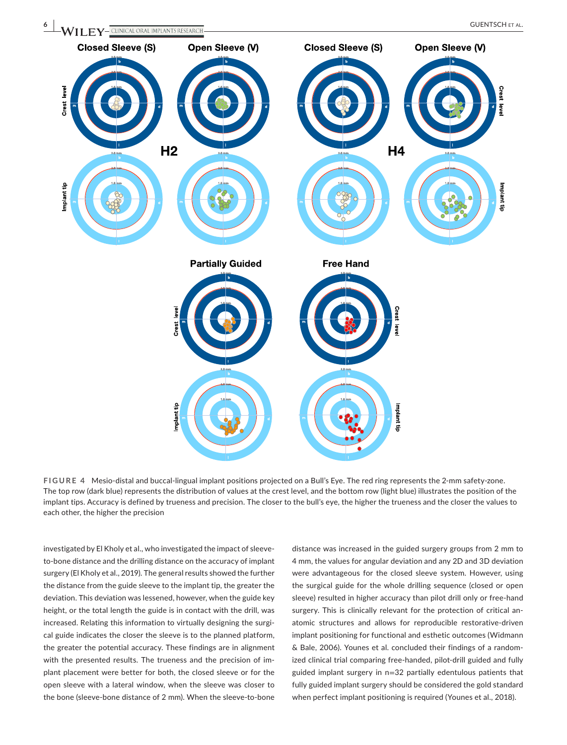**FIGURE 4** Mesio-distal and buccal-lingual implant positions projected on a Bull's Eye. The red ring represents the 2-mm safety-zone. The top row (dark blue) represents the distribution of values at the crest level, and the bottom row (light blue) illustrates the position of the implant tips. Accuracy is defined by trueness and precision. The closer to the bull's eye, the higher the trueness and the closer the values to each other, the higher the precision

investigated by El Kholy et al., who investigated the impact of sleeve-to-bone distance and the drilling distance on the accuracy of implant surgery (El Kholy et al., 2019). The general results showed the further the distance from the guide sleeve to the implant tip, the greater the deviation. This deviation was lessened, however, when the guide key height, or the total length the guide is in contact with the drill, was increased. Relating this information to virtually designing the surgical guide indicates the closer the sleeve is to the planned platform, the greater the potential accuracy. These findings are in alignment with the presented results. The trueness and the precision of implant placement were better for both, the closed sleeve or for the open sleeve with a lateral window, when the sleeve was closer to the bone (sleeve-bone distance of 2 mm). When the sleeve-to-bone distance was increased in the guided surgery groups from 2 mm to 4 mm, the values for angular deviation and any 2D and 3D deviation were advantageous for the closed sleeve system. However, using the surgical guide for the whole drilling sequence (closed or open sleeve) resulted in higher accuracy than pilot drill only or free-hand surgery. This is clinically relevant for the protection of critical anatomic structures and allows for reproducible restorative-driven implant positioning for functional and esthetic outcomes (Widmann & Bale, 2006). Younes et al. concluded their findings of a randomized clinical trial comparing free-handed, pilot-drill guided and fully guided implant surgery in n=32 partially edentulous patients that fully guided implant surgery should be considered the gold standard when perfect implant positioning is required (Younes et al., 2018).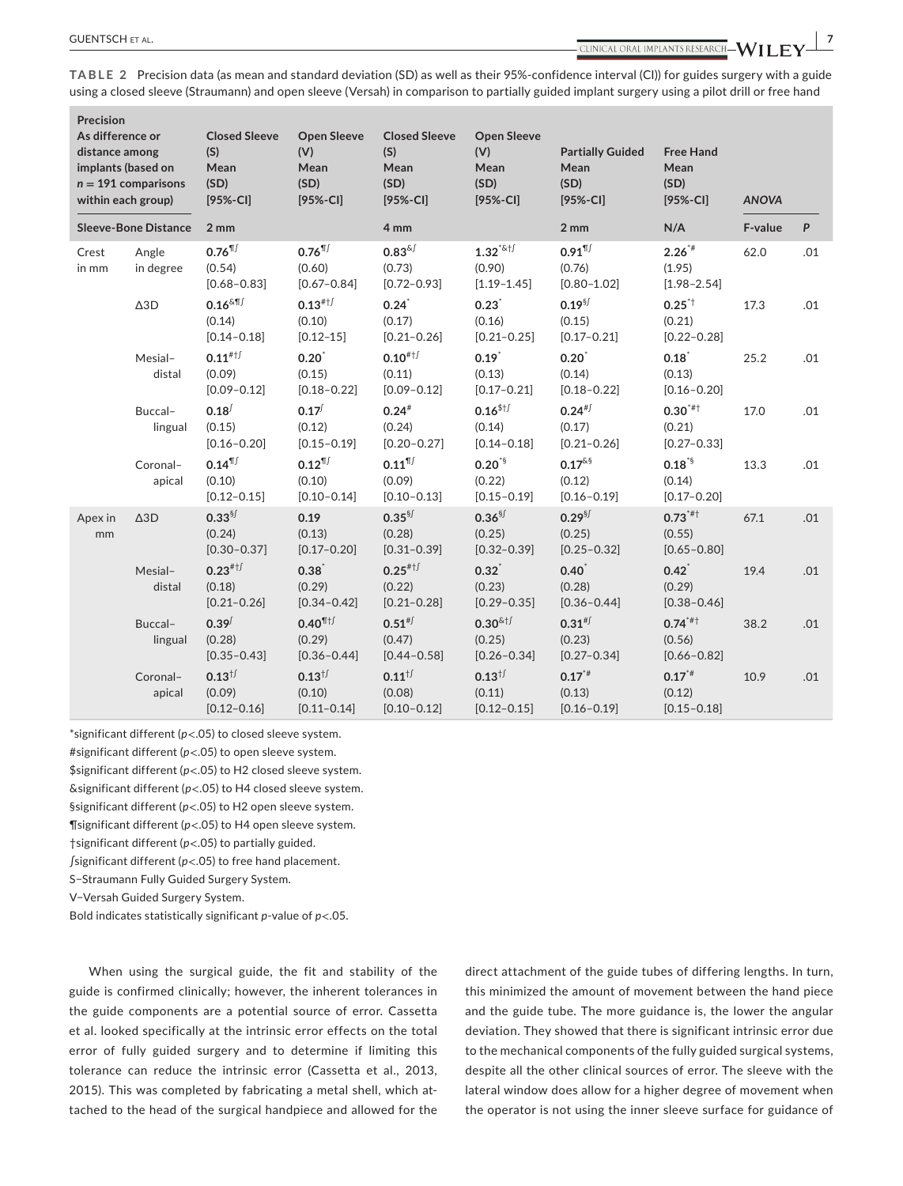**TABLE 2** Precision data (as mean and standard deviation (SD) as well as their 95%-confidence interval (CI)) for guides surgery with a guide using a closed sleeve (Straumann) and open sleeve (Versah) in comparison to partially guided implant surgery using a pilot drill or free hand

| Precision As difference or distance among implants (based on $n = 191$ comparisons within each group) | | Closed Sleeve (S) Mean (SD) [95%-CI] | Open Sleeve (V) Mean (SD) [95%-CI] | Closed Sleeve (S) Mean (SD) [95%-CI] | Open Sleeve (V) Mean (SD) [95%-CI] | Partially Guided Mean (SD) [95%-CI] | Free Hand Mean (SD) [95%-CI] | *ANOVA* | |
|---|---|---|---|---|---|---|---|---|---|
| **Sleeve-Bone Distance** | | **2 mm** | | **4 mm** | | **2 mm** | **N/A** | **F-value** | ***P*** |
| Crest in mm | Angle in degree | **0.76**¶∫ (0.54) [0.68–0.83] | **0.76**¶∫ (0.60) [0.67–0.84] | **0.83**&∫ (0.73) [0.72–0.93] | **1.32**\*&†∫ (0.90) [1.19–1.45] | **0.91**¶∫ (0.76) [0.80–1.02] | **2.26**\*# (1.95) [1.98–2.54] | 62.0 | .01 |
| | Δ3D | **0.16**&¶∫ (0.14) [0.14–0.18] | **0.13**#†∫ (0.10) [0.12–15] | **0.24**\* (0.17) [0.21–0.26] | **0.23**\* (0.16) [0.21–0.25] | **0.19**§∫ (0.15) [0.17–0.21] | **0.25**\*† (0.21) [0.22–0.28] | 17.3 | .01 |
| | Mesial–distal | **0.11**#†∫ (0.09) [0.09–0.12] | **0.20**\* (0.15) [0.18–0.22] | **0.10**#†∫ (0.11) [0.09–0.12] | **0.19**\* (0.13) [0.17–0.21] | **0.20**\* (0.14) [0.18–0.22] | **0.18**\* (0.13) [0.16–0.20] | 25.2 | .01 |
| | Buccal–lingual | **0.18**∫ (0.15) [0.16–0.20] | **0.17**∫ (0.12) [0.15–0.19] | **0.24**# (0.24) [0.20–0.27] | **0.16**$†∫ (0.14) [0.14–0.18] | **0.24**#∫ (0.17) [0.21–0.26] | **0.30**\*#† (0.21) [0.27–0.33] | 17.0 | .01 |
| | Coronal–apical | **0.14**¶∫ (0.10) [0.12–0.15] | **0.12**¶∫ (0.10) [0.10–0.14] | **0.11**¶∫ (0.09) [0.10–0.13] | **0.20**\*§ (0.22) [0.15–0.19] | **0.17**&§ (0.12) [0.16–0.19] | **0.18**\*§ (0.14) [0.17–0.20] | 13.3 | .01 |
| Apex in mm | Δ3D | **0.33**§∫ (0.24) [0.30–0.37] | 0.19 (0.13) [0.17–0.20] | **0.35**§∫ (0.28) [0.31–0.39] | **0.36**§∫ (0.25) [0.32–0.39] | **0.29**§∫ (0.25) [0.25–0.32] | **0.73**\*#† (0.55) [0.65–0.80] | 67.1 | .01 |
| | Mesial–distal | **0.23**#†∫ (0.18) [0.21–0.26] | **0.38**\* (0.29) [0.34–0.42] | **0.25**#†∫ (0.22) [0.21–0.28] | **0.32**\* (0.23) [0.29–0.35] | **0.40**\* (0.28) [0.36–0.44] | **0.42**\* (0.29) [0.38–0.46] | 19.4 | .01 |
| | Buccal–lingual | **0.39**∫ (0.28) [0.35–0.43] | **0.40**¶†∫ (0.29) [0.36–0.44] | **0.51**#∫ (0.47) [0.44–0.58] | **0.30**&†∫ (0.25) [0.26–0.34] | **0.31**#∫ (0.23) [0.27–0.34] | **0.74**\*#† (0.56) [0.66–0.82] | 38.2 | .01 |
| | Coronal–apical | **0.13**†∫ (0.09) [0.12–0.16] | **0.13**†∫ (0.10) [0.11–0.14] | **0.11**†∫ (0.08) [0.10–0.12] | **0.13**†∫ (0.11) [0.12–0.15] | **0.17**\*# (0.13) [0.16–0.19] | **0.17**\*# (0.12) [0.15–0.18] | 10.9 | .01 |

\*significant different ($p<.05$) to closed sleeve system.
#significant different ($p<.05$) to open sleeve system.
$significant different ($p<.05$) to H2 closed sleeve system.
&significant different ($p<.05$) to H4 closed sleeve system.
§significant different ($p<.05$) to H2 open sleeve system.
¶significant different ($p<.05$) to H4 open sleeve system.
†significant different ($p<.05$) to partially guided.
∫significant different ($p<.05$) to free hand placement.
S–Straumann Fully Guided Surgery System.
V–Versah Guided Surgery System.
Bold indicates statistically significant *p*-value of $p<.05$.

When using the surgical guide, the fit and stability of the guide is confirmed clinically; however, the inherent tolerances in the guide components are a potential source of error. Cassetta et al. looked specifically at the intrinsic error effects on the total error of fully guided surgery and to determine if limiting this tolerance can reduce the intrinsic error (Cassetta et al., 2013, 2015). This was completed by fabricating a metal shell, which attached to the head of the surgical handpiece and allowed for the direct attachment of the guide tubes of differing lengths. In turn, this minimized the amount of movement between the hand piece and the guide tube. The more guidance is, the lower the angular deviation. They showed that there is significant intrinsic error due to the mechanical components of the fully guided surgical systems, despite all the other clinical sources of error. The sleeve with the lateral window does allow for a higher degree of movement when the operator is not using the inner sleeve surface for guidance of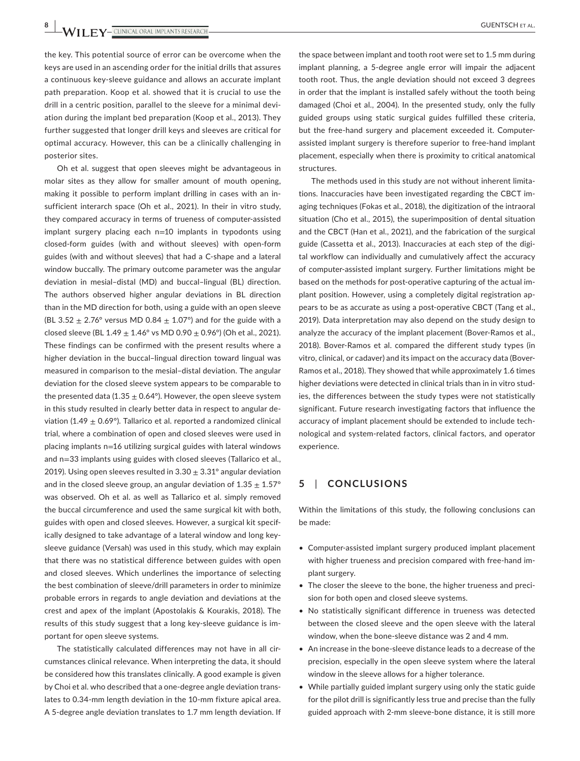the key. This potential source of error can be overcome when the keys are used in an ascending order for the initial drills that assures a continuous key-sleeve guidance and allows an accurate implant path preparation. Koop et al. showed that it is crucial to use the drill in a centric position, parallel to the sleeve for a minimal deviation during the implant bed preparation (Koop et al., 2013). They further suggested that longer drill keys and sleeves are critical for optimal accuracy. However, this can be a clinically challenging in posterior sites.

Oh et al. suggest that open sleeves might be advantageous in molar sites as they allow for smaller amount of mouth opening, making it possible to perform implant drilling in cases with an insufficient interarch space (Oh et al., 2021). In their in vitro study, they compared accuracy in terms of trueness of computer-assisted implant surgery placing each n=10 implants in typodonts using closed-form guides (with and without sleeves) with open-form guides (with and without sleeves) that had a C-shape and a lateral window buccally. The primary outcome parameter was the angular deviation in mesial–distal (MD) and buccal–lingual (BL) direction. The authors observed higher angular deviations in BL direction than in the MD direction for both, using a guide with an open sleeve (BL $3.52 \pm 2.76°$ versus MD $0.84 \pm 1.07°$) and for the guide with a closed sleeve (BL $1.49 \pm 1.46°$ vs MD $0.90 \pm 0.96°$) (Oh et al., 2021). These findings can be confirmed with the present results where a higher deviation in the buccal–lingual direction toward lingual was measured in comparison to the mesial–distal deviation. The angular deviation for the closed sleeve system appears to be comparable to the presented data ($1.35 \pm 0.64°$). However, the open sleeve system in this study resulted in clearly better data in respect to angular deviation ($1.49 \pm 0.69°$). Tallarico et al. reported a randomized clinical trial, where a combination of open and closed sleeves were used in placing implants n=16 utilizing surgical guides with lateral windows and n=33 implants using guides with closed sleeves (Tallarico et al., 2019). Using open sleeves resulted in $3.30 \pm 3.31°$ angular deviation and in the closed sleeve group, an angular deviation of $1.35 \pm 1.57°$ was observed. Oh et al. as well as Tallarico et al. simply removed the buccal circumference and used the same surgical kit with both, guides with open and closed sleeves. However, a surgical kit specifically designed to take advantage of a lateral window and long key-sleeve guidance (Versah) was used in this study, which may explain that there was no statistical difference between guides with open and closed sleeves. Which underlines the importance of selecting the best combination of sleeve/drill parameters in order to minimize probable errors in regards to angle deviation and deviations at the crest and apex of the implant (Apostolakis & Kourakis, 2018). The results of this study suggest that a long key-sleeve guidance is important for open sleeve systems.

The statistically calculated differences may not have in all circumstances clinical relevance. When interpreting the data, it should be considered how this translates clinically. A good example is given by Choi et al. who described that a one-degree angle deviation translates to 0.34-mm length deviation in the 10-mm fixture apical area. A 5-degree angle deviation translates to 1.7 mm length deviation. If the space between implant and tooth root were set to 1.5 mm during implant planning, a 5-degree angle error will impair the adjacent tooth root. Thus, the angle deviation should not exceed 3 degrees in order that the implant is installed safely without the tooth being damaged (Choi et al., 2004). In the presented study, only the fully guided groups using static surgical guides fulfilled these criteria, but the free-hand surgery and placement exceeded it. Computer-assisted implant surgery is therefore superior to free-hand implant placement, especially when there is proximity to critical anatomical structures.

The methods used in this study are not without inherent limitations. Inaccuracies have been investigated regarding the CBCT imaging techniques (Fokas et al., 2018), the digitization of the intraoral situation (Cho et al., 2015), the superimposition of dental situation and the CBCT (Han et al., 2021), and the fabrication of the surgical guide (Cassetta et al., 2013). Inaccuracies at each step of the digital workflow can individually and cumulatively affect the accuracy of computer-assisted implant surgery. Further limitations might be based on the methods for post-operative capturing of the actual implant position. However, using a completely digital registration appears to be as accurate as using a post-operative CBCT (Tang et al., 2019). Data interpretation may also depend on the study design to analyze the accuracy of the implant placement (Bover-Ramos et al., 2018). Bover-Ramos et al. compared the different study types (in vitro, clinical, or cadaver) and its impact on the accuracy data (Bover-Ramos et al., 2018). They showed that while approximately 1.6 times higher deviations were detected in clinical trials than in in vitro studies, the differences between the study types were not statistically significant. Future research investigating factors that influence the accuracy of implant placement should be extended to include technological and system-related factors, clinical factors, and operator experience.

## 5 | CONCLUSIONS

Within the limitations of this study, the following conclusions can be made:

- Computer-assisted implant surgery produced implant placement with higher trueness and precision compared with free-hand implant surgery.
- The closer the sleeve to the bone, the higher trueness and precision for both open and closed sleeve systems.
- No statistically significant difference in trueness was detected between the closed sleeve and the open sleeve with the lateral window, when the bone-sleeve distance was 2 and 4 mm.
- An increase in the bone-sleeve distance leads to a decrease of the precision, especially in the open sleeve system where the lateral window in the sleeve allows for a higher tolerance.
- While partially guided implant surgery using only the static guide for the pilot drill is significantly less true and precise than the fully guided approach with 2-mm sleeve-bone distance, it is still more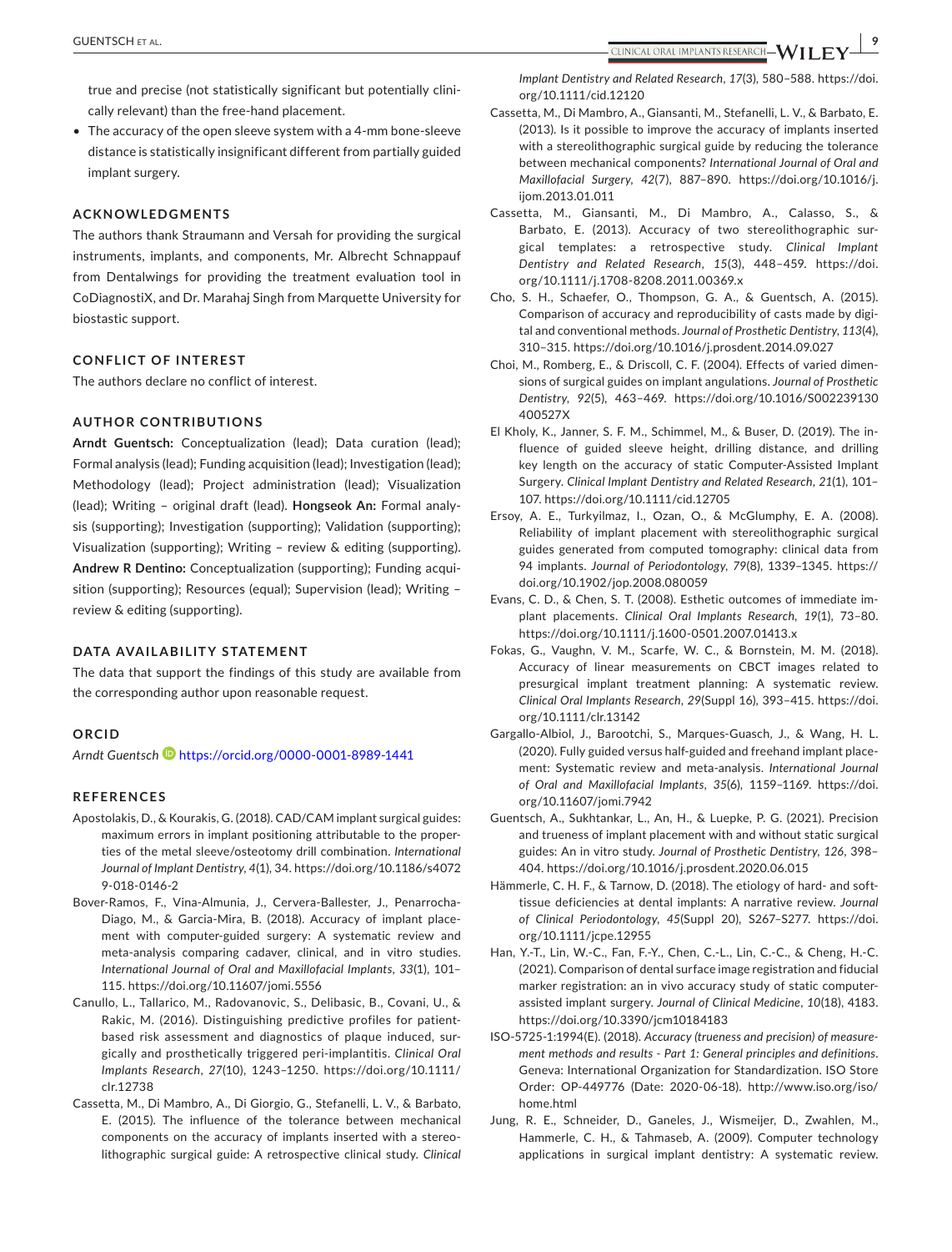true and precise (not statistically significant but potentially clinically relevant) than the free-hand placement.

- The accuracy of the open sleeve system with a 4-mm bone-sleeve distance is statistically insignificant different from partially guided implant surgery.

## ACKNOWLEDGMENTS

The authors thank Straumann and Versah for providing the surgical instruments, implants, and components, Mr. Albrecht Schnappauf from Dentalwings for providing the treatment evaluation tool in CoDiagnostiX, and Dr. Marahaj Singh from Marquette University for biostastic support.

## CONFLICT OF INTEREST

The authors declare no conflict of interest.

## AUTHOR CONTRIBUTIONS

**Arndt Guentsch:** Conceptualization (lead); Data curation (lead); Formal analysis (lead); Funding acquisition (lead); Investigation (lead); Methodology (lead); Project administration (lead); Visualization (lead); Writing – original draft (lead). **Hongseok An:** Formal analysis (supporting); Investigation (supporting); Validation (supporting); Visualization (supporting); Writing – review & editing (supporting). **Andrew R Dentino:** Conceptualization (supporting); Funding acquisition (supporting); Resources (equal); Supervision (lead); Writing – review & editing (supporting).

## DATA AVAILABILITY STATEMENT

The data that support the findings of this study are available from the corresponding author upon reasonable request.

## ORCID

*Arndt Guentsch* https://orcid.org/0000-0001-8989-1441

## REFERENCES

Apostolakis, D., & Kourakis, G. (2018). CAD/CAM implant surgical guides: maximum errors in implant positioning attributable to the properties of the metal sleeve/osteotomy drill combination. *International Journal of Implant Dentistry*, *4*(1), 34. https://doi.org/10.1186/s40729-018-0146-2

Bover-Ramos, F., Vina-Almunia, J., Cervera-Ballester, J., Penarrocha-Diago, M., & Garcia-Mira, B. (2018). Accuracy of implant placement with computer-guided surgery: A systematic review and meta-analysis comparing cadaver, clinical, and in vitro studies. *International Journal of Oral and Maxillofacial Implants*, *33*(1), 101–115. https://doi.org/10.11607/jomi.5556

Canullo, L., Tallarico, M., Radovanovic, S., Delibasic, B., Covani, U., & Rakic, M. (2016). Distinguishing predictive profiles for patient-based risk assessment and diagnostics of plaque induced, surgically and prosthetically triggered peri-implantitis. *Clinical Oral Implants Research*, *27*(10), 1243–1250. https://doi.org/10.1111/clr.12738

Cassetta, M., Di Mambro, A., Di Giorgio, G., Stefanelli, L. V., & Barbato, E. (2015). The influence of the tolerance between mechanical components on the accuracy of implants inserted with a stereolithographic surgical guide: A retrospective clinical study. *Clinical Implant Dentistry and Related Research*, *17*(3), 580–588. https://doi.org/10.1111/cid.12120

Cassetta, M., Di Mambro, A., Giansanti, M., Stefanelli, L. V., & Barbato, E. (2013). Is it possible to improve the accuracy of implants inserted with a stereolithographic surgical guide by reducing the tolerance between mechanical components? *International Journal of Oral and Maxillofacial Surgery*, *42*(7), 887–890. https://doi.org/10.1016/j.ijom.2013.01.011

Cassetta, M., Giansanti, M., Di Mambro, A., Calasso, S., & Barbato, E. (2013). Accuracy of two stereolithographic surgical templates: a retrospective study. *Clinical Implant Dentistry and Related Research*, *15*(3), 448–459. https://doi.org/10.1111/j.1708-8208.2011.00369.x

Cho, S. H., Schaefer, O., Thompson, G. A., & Guentsch, A. (2015). Comparison of accuracy and reproducibility of casts made by digital and conventional methods. *Journal of Prosthetic Dentistry*, *113*(4), 310–315. https://doi.org/10.1016/j.prosdent.2014.09.027

Choi, M., Romberg, E., & Driscoll, C. F. (2004). Effects of varied dimensions of surgical guides on implant angulations. *Journal of Prosthetic Dentistry*, *92*(5), 463–469. https://doi.org/10.1016/S002239130400527X

El Kholy, K., Janner, S. F. M., Schimmel, M., & Buser, D. (2019). The influence of guided sleeve height, drilling distance, and drilling key length on the accuracy of static Computer-Assisted Implant Surgery. *Clinical Implant Dentistry and Related Research*, *21*(1), 101–107. https://doi.org/10.1111/cid.12705

Ersoy, A. E., Turkyilmaz, I., Ozan, O., & McGlumphy, E. A. (2008). Reliability of implant placement with stereolithographic surgical guides generated from computed tomography: clinical data from 94 implants. *Journal of Periodontology*, *79*(8), 1339–1345. https://doi.org/10.1902/jop.2008.080059

Evans, C. D., & Chen, S. T. (2008). Esthetic outcomes of immediate implant placements. *Clinical Oral Implants Research*, *19*(1), 73–80. https://doi.org/10.1111/j.1600-0501.2007.01413.x

Fokas, G., Vaughn, V. M., Scarfe, W. C., & Bornstein, M. M. (2018). Accuracy of linear measurements on CBCT images related to presurgical implant treatment planning: A systematic review. *Clinical Oral Implants Research*, *29*(Suppl 16), 393–415. https://doi.org/10.1111/clr.13142

Gargallo-Albiol, J., Barootchi, S., Marques-Guasch, J., & Wang, H. L. (2020). Fully guided versus half-guided and freehand implant placement: Systematic review and meta-analysis. *International Journal of Oral and Maxillofacial Implants*, *35*(6), 1159–1169. https://doi.org/10.11607/jomi.7942

Guentsch, A., Sukhtankar, L., An, H., & Luepke, P. G. (2021). Precision and trueness of implant placement with and without static surgical guides: An in vitro study. *Journal of Prosthetic Dentistry*, *126*, 398–404. https://doi.org/10.1016/j.prosdent.2020.06.015

Hämmerle, C. H. F., & Tarnow, D. (2018). The etiology of hard- and soft-tissue deficiencies at dental implants: A narrative review. *Journal of Clinical Periodontology*, *45*(Suppl 20), S267–S277. https://doi.org/10.1111/jcpe.12955

Han, Y.-T., Lin, W.-C., Fan, F.-Y., Chen, C.-L., Lin, C.-C., & Cheng, H.-C. (2021). Comparison of dental surface image registration and fiducial marker registration: an in vivo accuracy study of static computer-assisted implant surgery. *Journal of Clinical Medicine*, *10*(18), 4183. https://doi.org/10.3390/jcm10184183

ISO-5725-1:1994(E). (2018). *Accuracy (trueness and precision) of measurement methods and results - Part 1: General principles and definitions*. Geneva: International Organization for Standardization. ISO Store Order: OP-449776 (Date: 2020-06-18). http://www.iso.org/iso/home.html

Jung, R. E., Schneider, D., Ganeles, J., Wismeijer, D., Zwahlen, M., Hammerle, C. H., & Tahmaseb, A. (2009). Computer technology applications in surgical implant dentistry: A systematic review.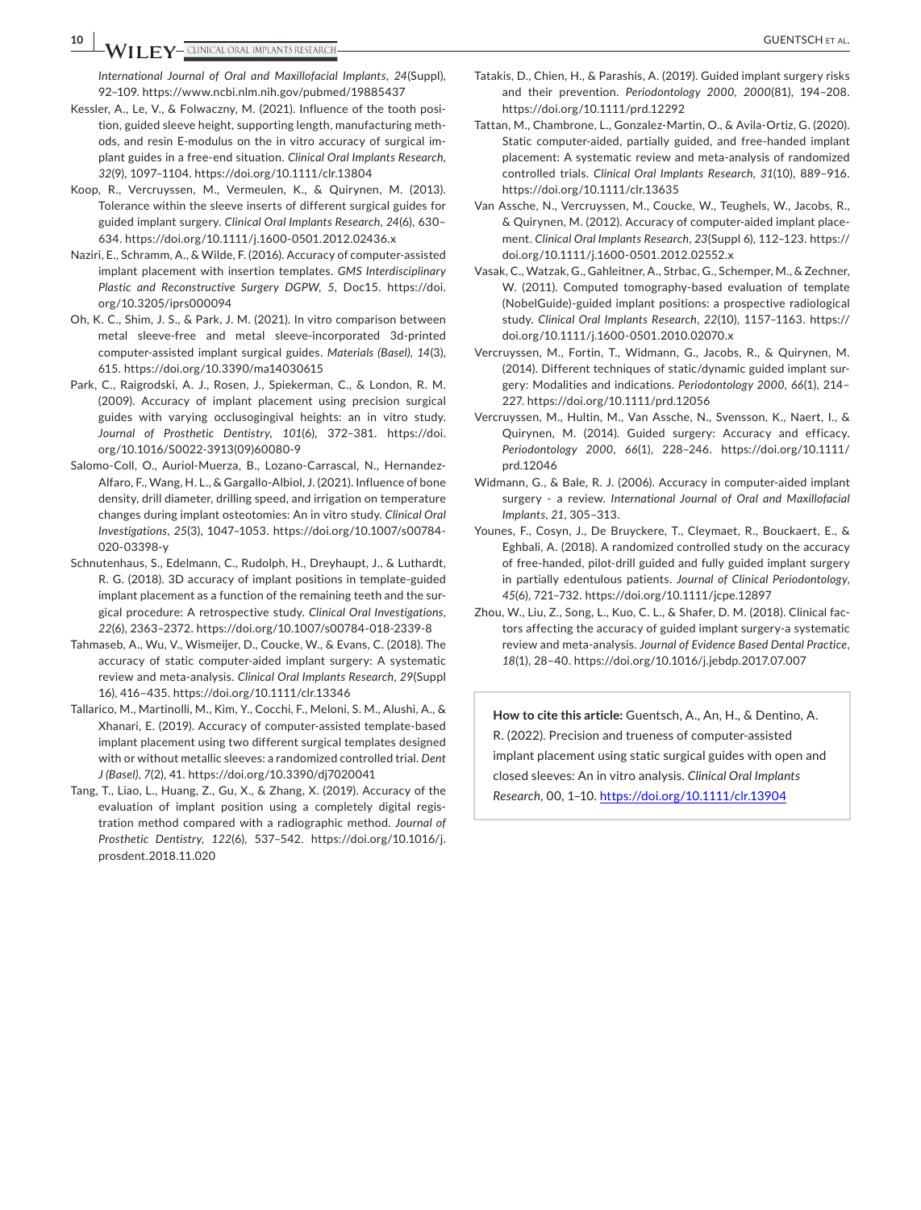*International Journal of Oral and Maxillofacial Implants*, *24*(Suppl), 92–109. https://www.ncbi.nlm.nih.gov/pubmed/19885437

Kessler, A., Le, V., & Folwaczny, M. (2021). Influence of the tooth position, guided sleeve height, supporting length, manufacturing methods, and resin E-modulus on the in vitro accuracy of surgical implant guides in a free-end situation. *Clinical Oral Implants Research*, *32*(9), 1097–1104. https://doi.org/10.1111/clr.13804

Koop, R., Vercruyssen, M., Vermeulen, K., & Quirynen, M. (2013). Tolerance within the sleeve inserts of different surgical guides for guided implant surgery. *Clinical Oral Implants Research*, *24*(6), 630–634. https://doi.org/10.1111/j.1600-0501.2012.02436.x

Naziri, E., Schramm, A., & Wilde, F. (2016). Accuracy of computer-assisted implant placement with insertion templates. *GMS Interdisciplinary Plastic and Reconstructive Surgery DGPW*, *5*, Doc15. https://doi.org/10.3205/iprs000094

Oh, K. C., Shim, J. S., & Park, J. M. (2021). In vitro comparison between metal sleeve-free and metal sleeve-incorporated 3d-printed computer-assisted implant surgical guides. *Materials (Basel)*, *14*(3), 615. https://doi.org/10.3390/ma14030615

Park, C., Raigrodski, A. J., Rosen, J., Spiekerman, C., & London, R. M. (2009). Accuracy of implant placement using precision surgical guides with varying occlusogingival heights: an in vitro study. *Journal of Prosthetic Dentistry*, *101*(6), 372–381. https://doi.org/10.1016/S0022-3913(09)60080-9

Salomo-Coll, O., Auriol-Muerza, B., Lozano-Carrascal, N., Hernandez-Alfaro, F., Wang, H. L., & Gargallo-Albiol, J. (2021). Influence of bone density, drill diameter, drilling speed, and irrigation on temperature changes during implant osteotomies: An in vitro study. *Clinical Oral Investigations*, *25*(3), 1047–1053. https://doi.org/10.1007/s00784-020-03398-y

Schnutenhaus, S., Edelmann, C., Rudolph, H., Dreyhaupt, J., & Luthardt, R. G. (2018). 3D accuracy of implant positions in template-guided implant placement as a function of the remaining teeth and the surgical procedure: A retrospective study. *Clinical Oral Investigations*, *22*(6), 2363–2372. https://doi.org/10.1007/s00784-018-2339-8

Tahmaseb, A., Wu, V., Wismeijer, D., Coucke, W., & Evans, C. (2018). The accuracy of static computer-aided implant surgery: A systematic review and meta-analysis. *Clinical Oral Implants Research*, *29*(Suppl 16), 416–435. https://doi.org/10.1111/clr.13346

Tallarico, M., Martinolli, M., Kim, Y., Cocchi, F., Meloni, S. M., Alushi, A., & Xhanari, E. (2019). Accuracy of computer-assisted template-based implant placement using two different surgical templates designed with or without metallic sleeves: a randomized controlled trial. *Dent J (Basel)*, *7*(2), 41. https://doi.org/10.3390/dj7020041

Tang, T., Liao, L., Huang, Z., Gu, X., & Zhang, X. (2019). Accuracy of the evaluation of implant position using a completely digital registration method compared with a radiographic method. *Journal of Prosthetic Dentistry*, *122*(6), 537–542. https://doi.org/10.1016/j.prosdent.2018.11.020

Tatakis, D., Chien, H., & Parashis, A. (2019). Guided implant surgery risks and their prevention. *Periodontology 2000*, *2000*(81), 194–208. https://doi.org/10.1111/prd.12292

Tattan, M., Chambrone, L., Gonzalez-Martin, O., & Avila-Ortiz, G. (2020). Static computer-aided, partially guided, and free-handed implant placement: A systematic review and meta-analysis of randomized controlled trials. *Clinical Oral Implants Research*, *31*(10), 889–916. https://doi.org/10.1111/clr.13635

Van Assche, N., Vercruyssen, M., Coucke, W., Teughels, W., Jacobs, R., & Quirynen, M. (2012). Accuracy of computer-aided implant placement. *Clinical Oral Implants Research*, *23*(Suppl 6), 112–123. https://doi.org/10.1111/j.1600-0501.2012.02552.x

Vasak, C., Watzak, G., Gahleitner, A., Strbac, G., Schemper, M., & Zechner, W. (2011). Computed tomography-based evaluation of template (NobelGuide)-guided implant positions: a prospective radiological study. *Clinical Oral Implants Research*, *22*(10), 1157–1163. https://doi.org/10.1111/j.1600-0501.2010.02070.x

Vercruyssen, M., Fortin, T., Widmann, G., Jacobs, R., & Quirynen, M. (2014). Different techniques of static/dynamic guided implant surgery: Modalities and indications. *Periodontology 2000*, *66*(1), 214–227. https://doi.org/10.1111/prd.12056

Vercruyssen, M., Hultin, M., Van Assche, N., Svensson, K., Naert, I., & Quirynen, M. (2014). Guided surgery: Accuracy and efficacy. *Periodontology 2000*, *66*(1), 228–246. https://doi.org/10.1111/prd.12046

Widmann, G., & Bale, R. J. (2006). Accuracy in computer-aided implant surgery - a review. *International Journal of Oral and Maxillofacial Implants*, *21*, 305–313.

Younes, F., Cosyn, J., De Bruyckere, T., Cleymaet, R., Bouckaert, E., & Eghbali, A. (2018). A randomized controlled study on the accuracy of free-handed, pilot-drill guided and fully guided implant surgery in partially edentulous patients. *Journal of Clinical Periodontology*, *45*(6), 721–732. https://doi.org/10.1111/jcpe.12897

Zhou, W., Liu, Z., Song, L., Kuo, C. L., & Shafer, D. M. (2018). Clinical factors affecting the accuracy of guided implant surgery-a systematic review and meta-analysis. *Journal of Evidence Based Dental Practice*, *18*(1), 28–40. https://doi.org/10.1016/j.jebdp.2017.07.007

**How to cite this article:** Guentsch, A., An, H., & Dentino, A. R. (2022). Precision and trueness of computer-assisted implant placement using static surgical guides with open and closed sleeves: An in vitro analysis. *Clinical Oral Implants Research*, 00, 1–10. https://doi.org/10.1111/clr.13904